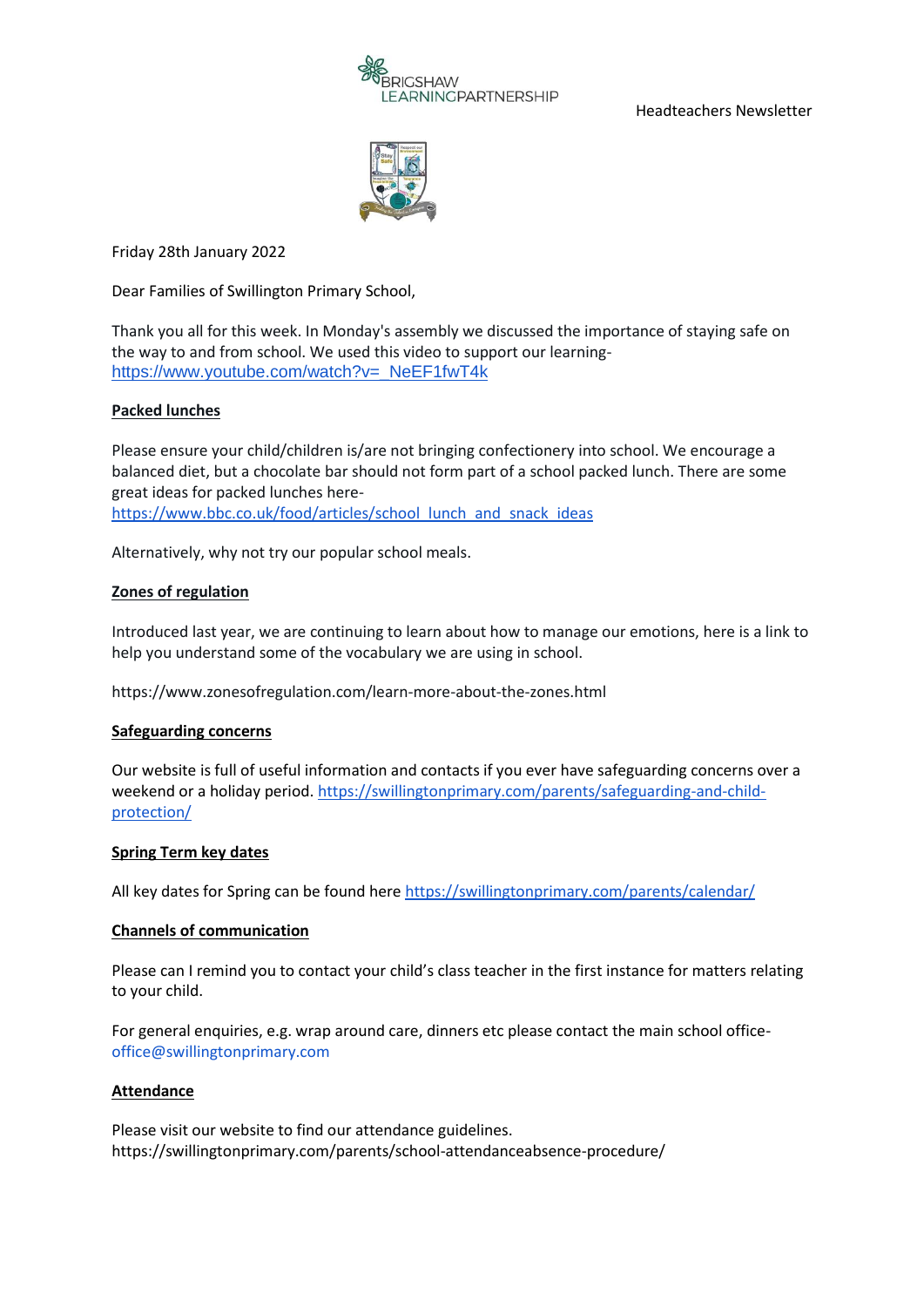BRIGSHAW LEARNINGPARTNERSHIP

Headteachers Newsletter

Friday 28th January 2022

Dear Families of Swillington Primary School,

Thank you all for this week. In Monday's assembly we discussed the importance of staying safe on the way to and from school. We used this video to support our learning- https://www.youtube.com/watch?v=_NeEF1fwT4k

## Packed lunches

Please ensure your child/children is/are not bringing confectionery into school. We encourage a balanced diet, but a chocolate bar should not form part of a school packed lunch. There are some great ideas for packed lunches here- https://www.bbc.co.uk/food/articles/school_lunch_and_snack_ideas

Alternatively, why not try our popular school meals.

## Zones of regulation

Introduced last year, we are continuing to learn about how to manage our emotions, here is a link to help you understand some of the vocabulary we are using in school.

https://www.zonesofregulation.com/learn-more-about-the-zones.html

## Safeguarding concerns

Our website is full of useful information and contacts if you ever have safeguarding concerns over a weekend or a holiday period. https://swillingtonprimary.com/parents/safeguarding-and-child-protection/

## Spring Term key dates

All key dates for Spring can be found here https://swillingtonprimary.com/parents/calendar/

## Channels of communication

Please can I remind you to contact your child's class teacher in the first instance for matters relating to your child.

For general enquiries, e.g. wrap around care, dinners etc please contact the main school office- office@swillingtonprimary.com

## Attendance

Please visit our website to find our attendance guidelines.
https://swillingtonprimary.com/parents/school-attendanceabsence-procedure/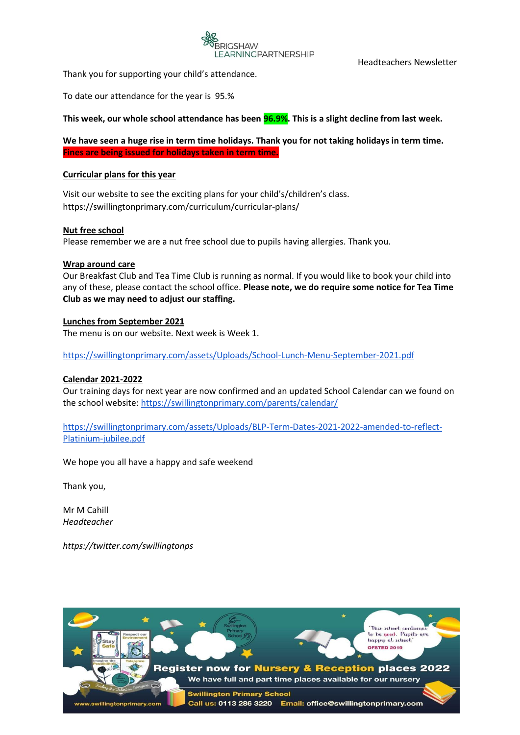Headteachers Newsletter

Thank you for supporting your child's attendance.

To date our attendance for the year is 95.%

**This week, our whole school attendance has been 96.9%. This is a slight decline from last week.**

**We have seen a huge rise in term time holidays. Thank you for not taking holidays in term time. Fines are being issued for holidays taken in term time.**

**Curricular plans for this year**

Visit our website to see the exciting plans for your child's/children's class.
https://swillingtonprimary.com/curriculum/curricular-plans/

**Nut free school**

Please remember we are a nut free school due to pupils having allergies. Thank you.

**Wrap around care**

Our Breakfast Club and Tea Time Club is running as normal. If you would like to book your child into any of these, please contact the school office. **Please note, we do require some notice for Tea Time Club as we may need to adjust our staffing.**

**Lunches from September 2021**

The menu is on our website. Next week is Week 1.

https://swillingtonprimary.com/assets/Uploads/School-Lunch-Menu-September-2021.pdf

**Calendar 2021-2022**

Our training days for next year are now confirmed and an updated School Calendar can we found on the school website: https://swillingtonprimary.com/parents/calendar/

https://swillingtonprimary.com/assets/Uploads/BLP-Term-Dates-2021-2022-amended-to-reflect-Platinium-jubilee.pdf

We hope you all have a happy and safe weekend

Thank you,

Mr M Cahill
*Headteacher*

*https://twitter.com/swillingtonps*

"This school continues to be good. Pupils are happy at school" OFSTED 2019

**Register now for Nursery & Reception places 2022**

We have full and part time places available for our nursery

Swillington Primary School
Call us: 0113 286 3220 Email: office@swillingtonprimary.com
www.swillingtonprimary.com